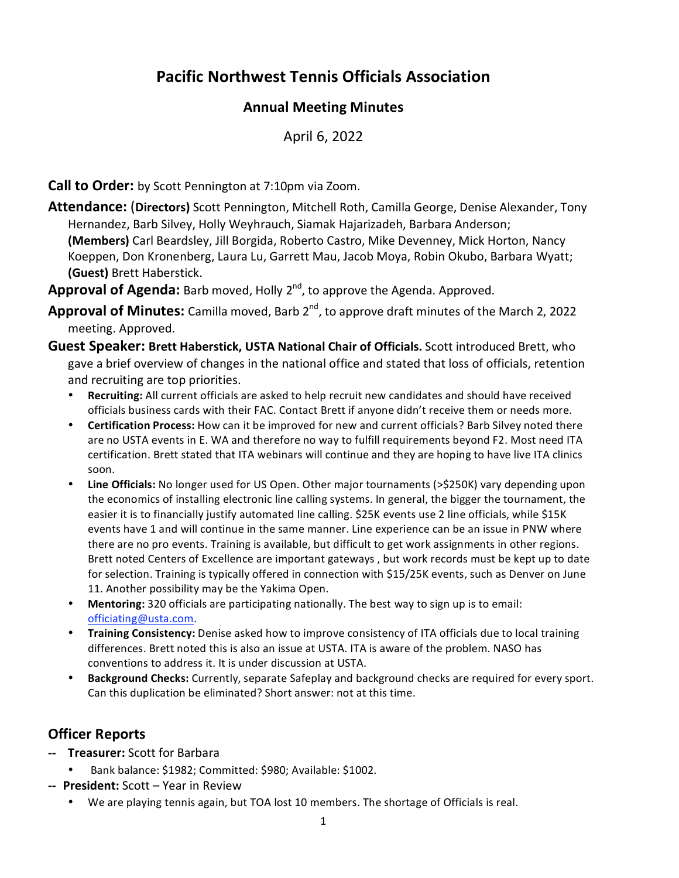# Pacific Northwest Tennis Officials Association

## Annual Meeting Minutes

April 6, 2022

**Call to Order:** by Scott Pennington at 7:10pm via Zoom.

**Attendance:** (**Directors)** Scott Pennington, Mitchell Roth, Camilla George, Denise Alexander, Tony Hernandez, Barb Silvey, Holly Weyhrauch, Siamak Hajarizadeh, Barbara Anderson; **(Members)** Carl Beardsley, Jill Borgida, Roberto Castro, Mike Devenney, Mick Horton, Nancy Koeppen, Don Kronenberg, Laura Lu, Garrett Mau, Jacob Moya, Robin Okubo, Barbara Wyatt; **(Guest)** Brett Haberstick.

**Approval of Agenda:** Barb moved, Holly 2nd, to approve the Agenda. Approved.

**Approval of Minutes:** Camilla moved, Barb 2nd, to approve draft minutes of the March 2, 2022 meeting. Approved.

**Guest Speaker: Brett Haberstick, USTA National Chair of Officials.** Scott introduced Brett, who gave a brief overview of changes in the national office and stated that loss of officials, retention and recruiting are top priorities.

- **Recruiting:** All current officials are asked to help recruit new candidates and should have received officials business cards with their FAC. Contact Brett if anyone didn't receive them or needs more.
- **Certification Process:** How can it be improved for new and current officials? Barb Silvey noted there are no USTA events in E. WA and therefore no way to fulfill requirements beyond F2. Most need ITA certification. Brett stated that ITA webinars will continue and they are hoping to have live ITA clinics soon.
- **Line Officials:** No longer used for US Open. Other major tournaments (>$250K) vary depending upon the economics of installing electronic line calling systems. In general, the bigger the tournament, the easier it is to financially justify automated line calling. $25K events use 2 line officials, while $15K events have 1 and will continue in the same manner. Line experience can be an issue in PNW where there are no pro events. Training is available, but difficult to get work assignments in other regions. Brett noted Centers of Excellence are important gateways , but work records must be kept up to date for selection. Training is typically offered in connection with $15/25K events, such as Denver on June 11. Another possibility may be the Yakima Open.
- **Mentoring:** 320 officials are participating nationally. The best way to sign up is to email: officiating@usta.com.
- **Training Consistency:** Denise asked how to improve consistency of ITA officials due to local training differences. Brett noted this is also an issue at USTA. ITA is aware of the problem. NASO has conventions to address it. It is under discussion at USTA.
- **Background Checks:** Currently, separate Safeplay and background checks are required for every sport. Can this duplication be eliminated? Short answer: not at this time.

## Officer Reports

-- **Treasurer:** Scott for Barbara

- Bank balance: $1982; Committed: $980; Available: $1002.

-- **President:** Scott – Year in Review

- We are playing tennis again, but TOA lost 10 members. The shortage of Officials is real.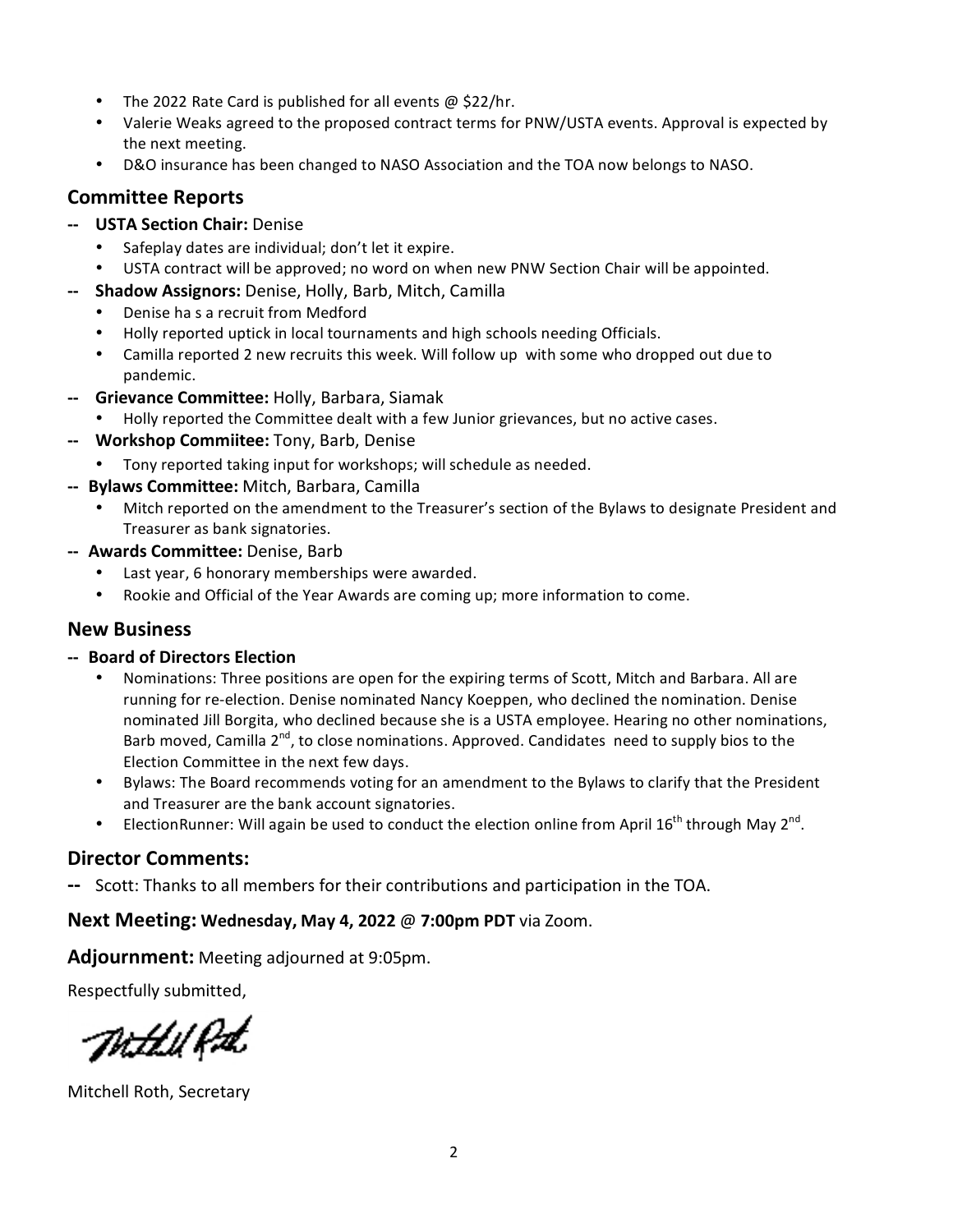- The 2022 Rate Card is published for all events @ $22/hr.
- Valerie Weaks agreed to the proposed contract terms for PNW/USTA events. Approval is expected by the next meeting.
- D&O insurance has been changed to NASO Association and the TOA now belongs to NASO.

## Committee Reports

-- **USTA Section Chair:** Denise
- Safeplay dates are individual; don't let it expire.
- USTA contract will be approved; no word on when new PNW Section Chair will be appointed.

-- **Shadow Assignors:** Denise, Holly, Barb, Mitch, Camilla
- Denise ha s a recruit from Medford
- Holly reported uptick in local tournaments and high schools needing Officials.
- Camilla reported 2 new recruits this week. Will follow up with some who dropped out due to pandemic.

-- **Grievance Committee:** Holly, Barbara, Siamak
- Holly reported the Committee dealt with a few Junior grievances, but no active cases.

-- **Workshop Commiitee:** Tony, Barb, Denise
- Tony reported taking input for workshops; will schedule as needed.

-- **Bylaws Committee:** Mitch, Barbara, Camilla
- Mitch reported on the amendment to the Treasurer's section of the Bylaws to designate President and Treasurer as bank signatories.

-- **Awards Committee:** Denise, Barb
- Last year, 6 honorary memberships were awarded.
- Rookie and Official of the Year Awards are coming up; more information to come.

## New Business

-- **Board of Directors Election**
- Nominations: Three positions are open for the expiring terms of Scott, Mitch and Barbara. All are running for re-election. Denise nominated Nancy Koeppen, who declined the nomination. Denise nominated Jill Borgita, who declined because she is a USTA employee. Hearing no other nominations, Barb moved, Camilla 2nd, to close nominations. Approved. Candidates need to supply bios to the Election Committee in the next few days.
- Bylaws: The Board recommends voting for an amendment to the Bylaws to clarify that the President and Treasurer are the bank account signatories.
- ElectionRunner: Will again be used to conduct the election online from April 16th through May 2nd.

## Director Comments:

-- Scott: Thanks to all members for their contributions and participation in the TOA.

**Next Meeting: Wednesday, May 4, 2022** @ **7:00pm PDT** via Zoom.

**Adjournment:** Meeting adjourned at 9:05pm.

Respectfully submitted,

Mitchell Roth, Secretary